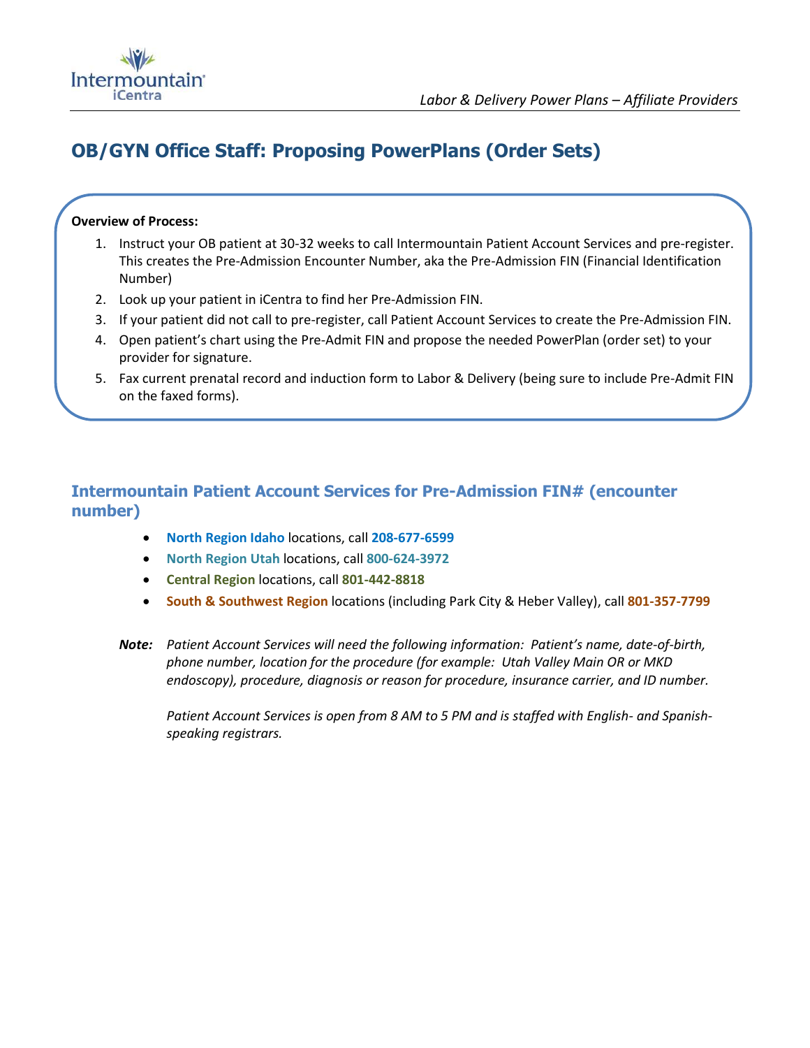# OB/GYN Office Staff: Proposing PowerPlans (Order Sets)

**Overview of Process:**

1. Instruct your OB patient at 30-32 weeks to call Intermountain Patient Account Services and pre-register. This creates the Pre-Admission Encounter Number, aka the Pre-Admission FIN (Financial Identification Number)
2. Look up your patient in iCentra to find her Pre-Admission FIN.
3. If your patient did not call to pre-register, call Patient Account Services to create the Pre-Admission FIN.
4. Open patient's chart using the Pre-Admit FIN and propose the needed PowerPlan (order set) to your provider for signature.
5. Fax current prenatal record and induction form to Labor & Delivery (being sure to include Pre-Admit FIN on the faxed forms).

## Intermountain Patient Account Services for Pre-Admission FIN# (encounter number)

- **North Region Idaho** locations, call **208-677-6599**
- **North Region Utah** locations, call **800-624-3972**
- **Central Region** locations, call **801-442-8818**
- **South & Southwest Region** locations (including Park City & Heber Valley), call **801-357-7799**

***Note:*** *Patient Account Services will need the following information: Patient's name, date-of-birth, phone number, location for the procedure (for example: Utah Valley Main OR or MKD endoscopy), procedure, diagnosis or reason for procedure, insurance carrier, and ID number.*

*Patient Account Services is open from 8 AM to 5 PM and is staffed with English- and Spanish-speaking registrars.*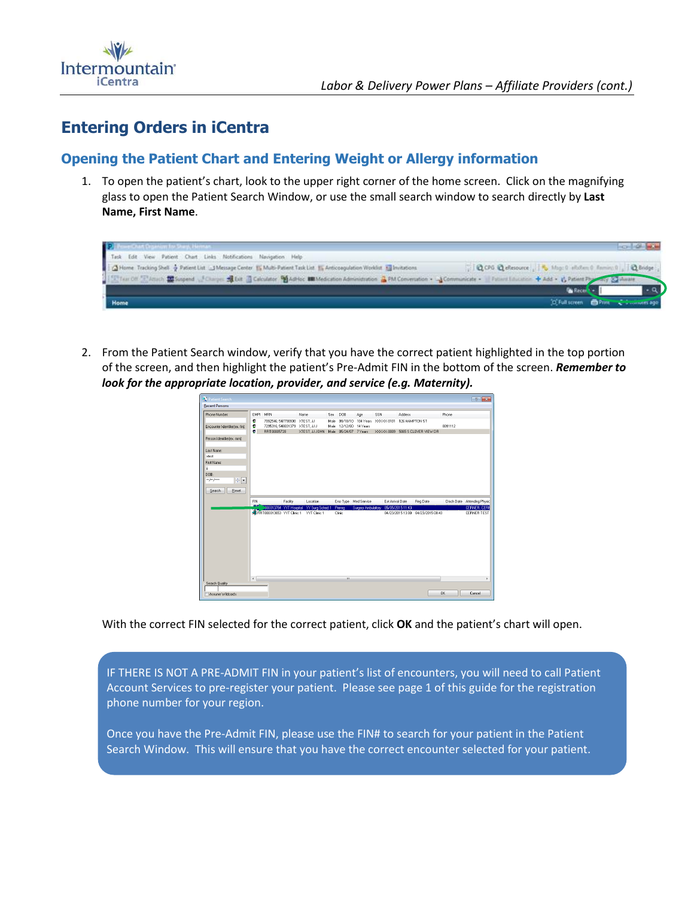# Entering Orders in iCentra

## Opening the Patient Chart and Entering Weight or Allergy information

1. To open the patient's chart, look to the upper right corner of the home screen. Click on the magnifying glass to open the Patient Search Window, or use the small search window to search directly by **Last Name, First Name**.

2. From the Patient Search window, verify that you have the correct patient highlighted in the top portion of the screen, and then highlight the patient's Pre-Admit FIN in the bottom of the screen. ***Remember to look for the appropriate location, provider, and service (e.g. Maternity).***

   With the correct FIN selected for the correct patient, click **OK** and the patient's chart will open.

IF THERE IS NOT A PRE-ADMIT FIN in your patient's list of encounters, you will need to call Patient Account Services to pre-register your patient. Please see page 1 of this guide for the registration phone number for your region.

Once you have the Pre-Admit FIN, please use the FIN# to search for your patient in the Patient Search Window. This will ensure that you have the correct encounter selected for your patient.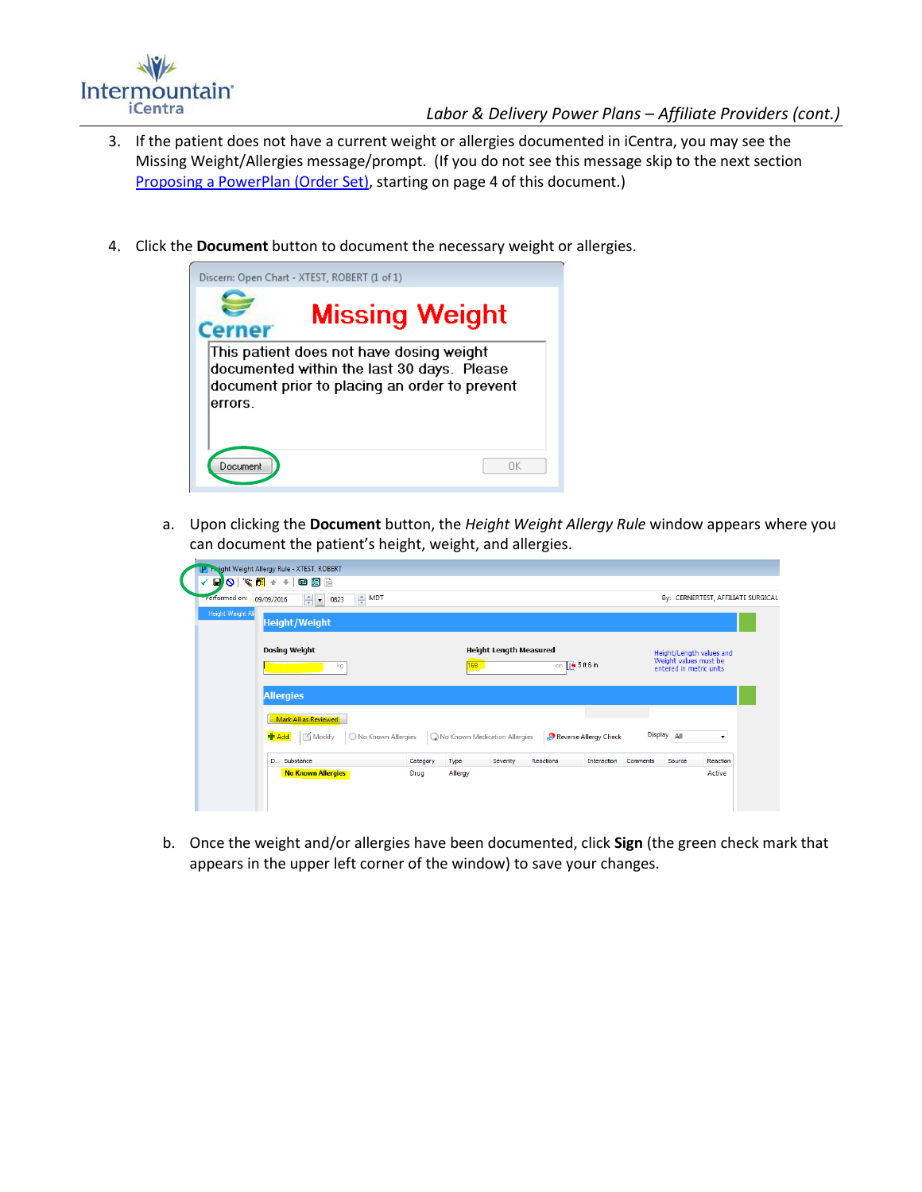3. If the patient does not have a current weight or allergies documented in iCentra, you may see the Missing Weight/Allergies message/prompt. (If you do not see this message skip to the next section [Proposing a PowerPlan (Order Set)](#), starting on page 4 of this document.)

4. Click the **Document** button to document the necessary weight or allergies.

   a. Upon clicking the **Document** button, the *Height Weight Allergy Rule* window appears where you can document the patient's height, weight, and allergies.

   b. Once the weight and/or allergies have been documented, click **Sign** (the green check mark that appears in the upper left corner of the window) to save your changes.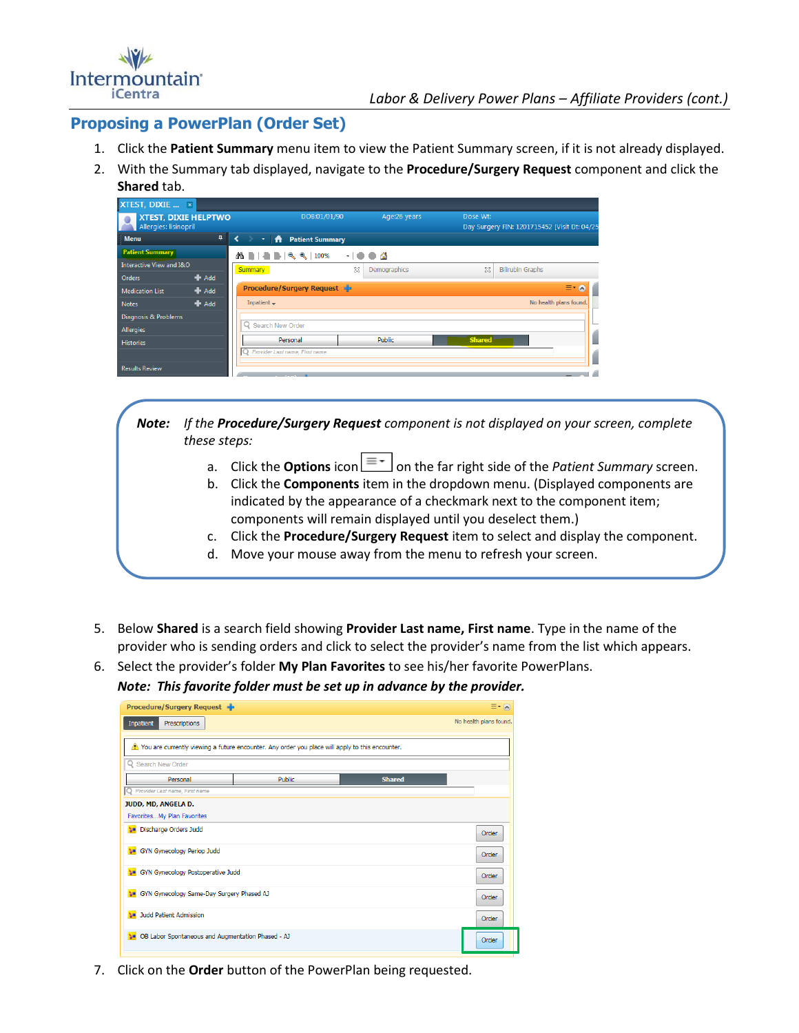## Proposing a PowerPlan (Order Set)

1. Click the **Patient Summary** menu item to view the Patient Summary screen, if it is not already displayed.
2. With the Summary tab displayed, navigate to the **Procedure/Surgery Request** component and click the **Shared** tab.

> ***Note:*** *If the **Procedure/Surgery Request** component is not displayed on your screen, complete these steps:*
>
> a. Click the **Options** icon on the far right side of the *Patient Summary* screen.
> b. Click the **Components** item in the dropdown menu. (Displayed components are indicated by the appearance of a checkmark next to the component item; components will remain displayed until you deselect them.)
> c. Click the **Procedure/Surgery Request** item to select and display the component.
> d. Move your mouse away from the menu to refresh your screen.

5. Below **Shared** is a search field showing **Provider Last name, First name**. Type in the name of the provider who is sending orders and click to select the provider's name from the list which appears.
6. Select the provider's folder **My Plan Favorites** to see his/her favorite PowerPlans.
   ***Note: This favorite folder must be set up in advance by the provider.***
7. Click on the **Order** button of the PowerPlan being requested.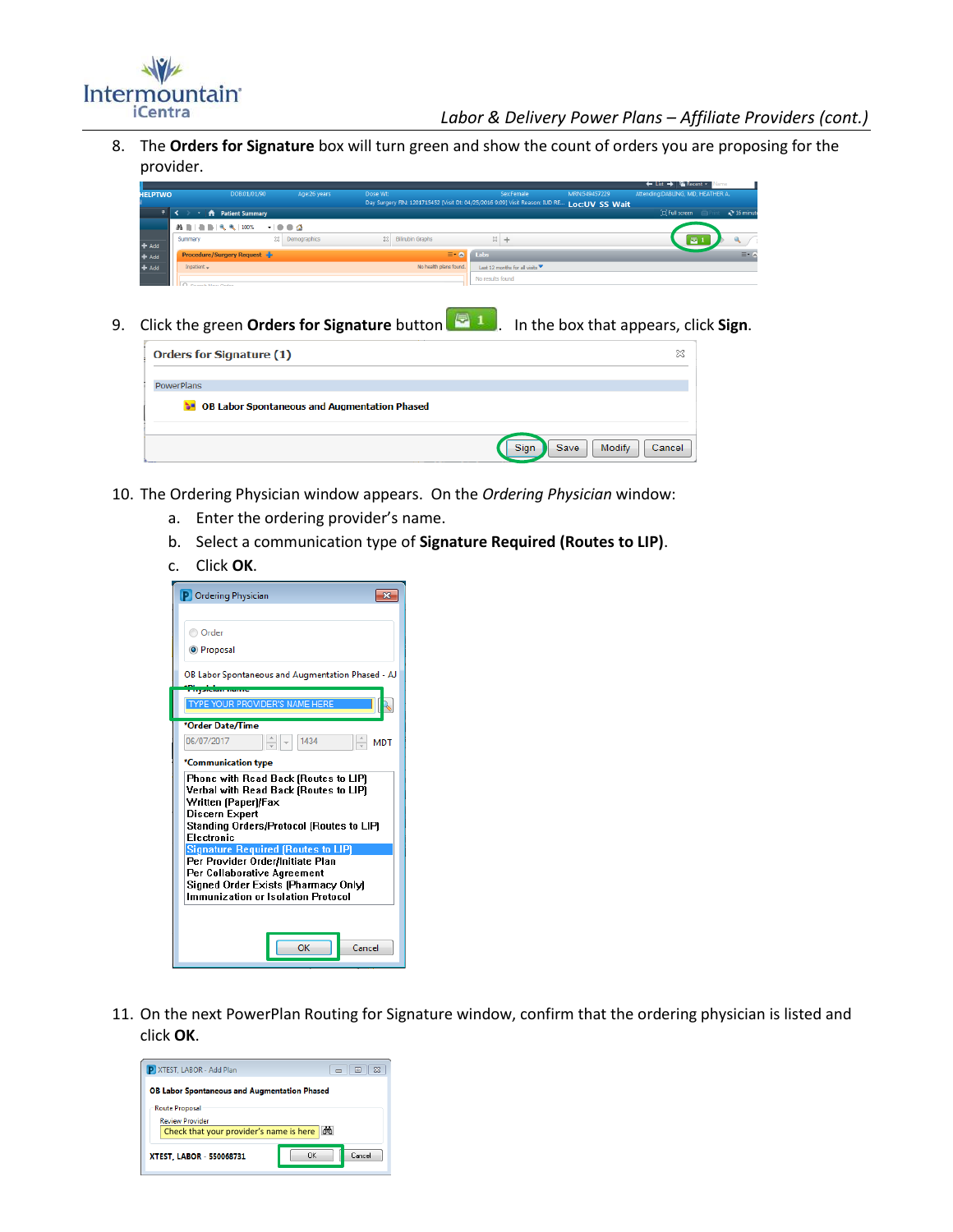8. The **Orders for Signature** box will turn green and show the count of orders you are proposing for the provider.

9. Click the green **Orders for Signature** button . In the box that appears, click **Sign**.

10. The Ordering Physician window appears. On the *Ordering Physician* window:
    a. Enter the ordering provider's name.
    b. Select a communication type of **Signature Required (Routes to LIP)**.
    c. Click **OK**.

11. On the next PowerPlan Routing for Signature window, confirm that the ordering physician is listed and click **OK**.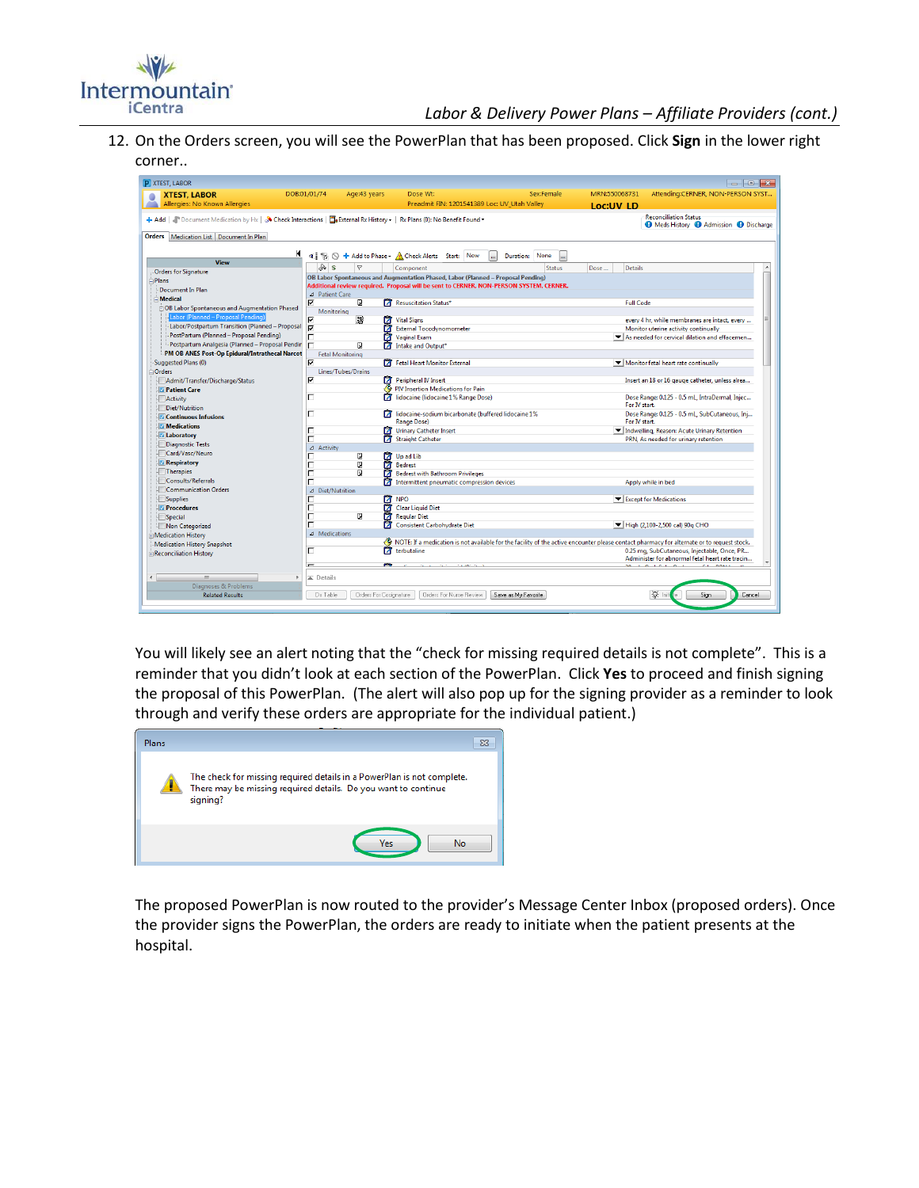12. On the Orders screen, you will see the PowerPlan that has been proposed. Click **Sign** in the lower right corner..

You will likely see an alert noting that the "check for missing required details is not complete". This is a reminder that you didn't look at each section of the PowerPlan. Click **Yes** to proceed and finish signing the proposal of this PowerPlan. (The alert will also pop up for the signing provider as a reminder to look through and verify these orders are appropriate for the individual patient.)

The proposed PowerPlan is now routed to the provider's Message Center Inbox (proposed orders). Once the provider signs the PowerPlan, the orders are ready to initiate when the patient presents at the hospital.